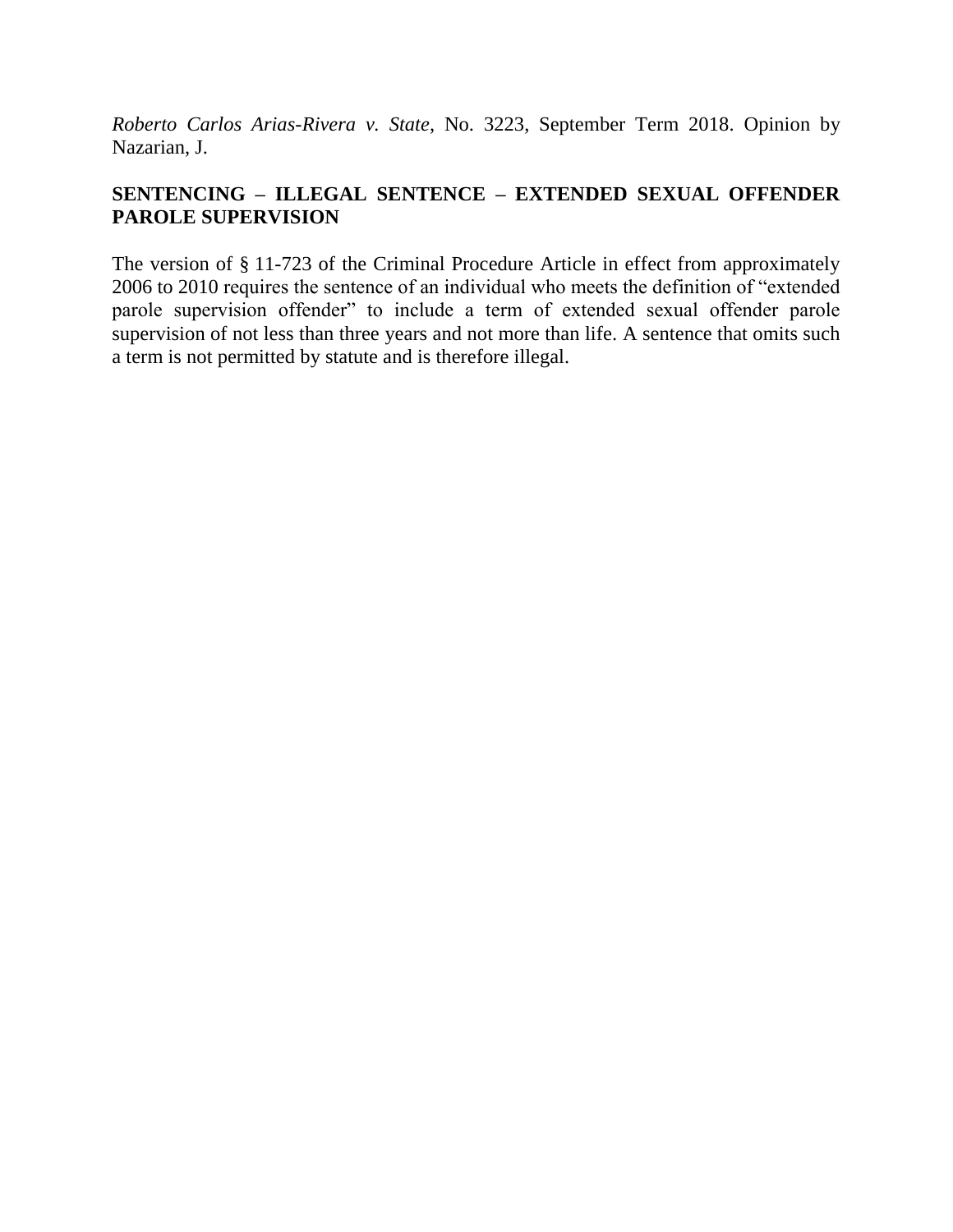*Roberto Carlos Arias-Rivera v. State*, No. 3223, September Term 2018. Opinion by Nazarian, J.

**SENTENCING – ILLEGAL SENTENCE – EXTENDED SEXUAL OFFENDER PAROLE SUPERVISION**

The version of § 11-723 of the Criminal Procedure Article in effect from approximately 2006 to 2010 requires the sentence of an individual who meets the definition of "extended parole supervision offender" to include a term of extended sexual offender parole supervision of not less than three years and not more than life. A sentence that omits such a term is not permitted by statute and is therefore illegal.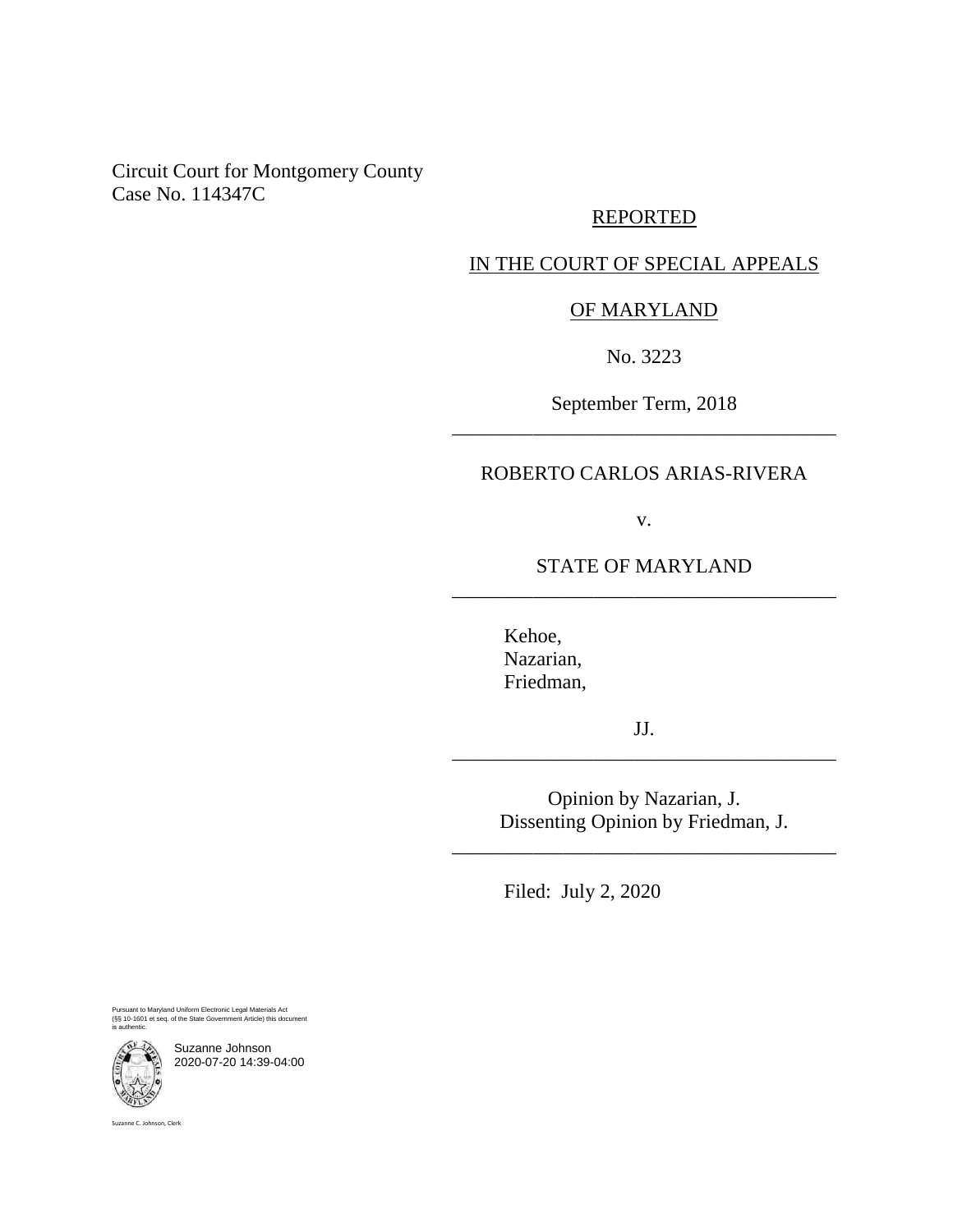Circuit Court for Montgomery County
Case No. 114347C

REPORTED

IN THE COURT OF SPECIAL APPEALS

OF MARYLAND

No. 3223

September Term, 2018

---

ROBERTO CARLOS ARIAS-RIVERA

v.

STATE OF MARYLAND

---

Kehoe,
Nazarian,
Friedman,

JJ.

---

Opinion by Nazarian, J.
Dissenting Opinion by Friedman, J.

---

Filed: July 2, 2020

Pursuant to Maryland Uniform Electronic Legal Materials Act (§§ 10-1601 et seq. of the State Government Article) this document is authentic.

Suzanne Johnson
2020-07-20 14:39-04:00

Suzanne C. Johnson, Clerk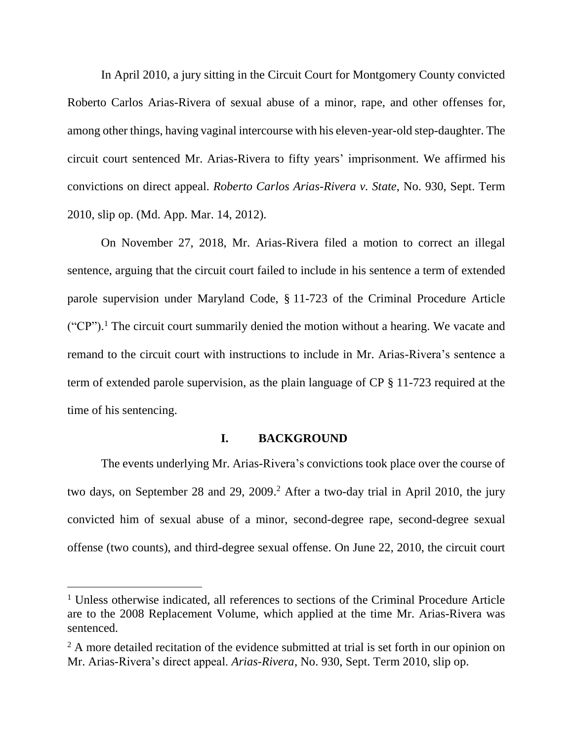In April 2010, a jury sitting in the Circuit Court for Montgomery County convicted Roberto Carlos Arias-Rivera of sexual abuse of a minor, rape, and other offenses for, among other things, having vaginal intercourse with his eleven-year-old step-daughter. The circuit court sentenced Mr. Arias-Rivera to fifty years' imprisonment. We affirmed his convictions on direct appeal. *Roberto Carlos Arias-Rivera v. State*, No. 930, Sept. Term 2010, slip op. (Md. App. Mar. 14, 2012).

On November 27, 2018, Mr. Arias-Rivera filed a motion to correct an illegal sentence, arguing that the circuit court failed to include in his sentence a term of extended parole supervision under Maryland Code, § 11-723 of the Criminal Procedure Article ("CP").[1] The circuit court summarily denied the motion without a hearing. We vacate and remand to the circuit court with instructions to include in Mr. Arias-Rivera's sentence a term of extended parole supervision, as the plain language of CP § 11-723 required at the time of his sentencing.

## I. BACKGROUND

The events underlying Mr. Arias-Rivera's convictions took place over the course of two days, on September 28 and 29, 2009.[2] After a two-day trial in April 2010, the jury convicted him of sexual abuse of a minor, second-degree rape, second-degree sexual offense (two counts), and third-degree sexual offense. On June 22, 2010, the circuit court

---

[1] Unless otherwise indicated, all references to sections of the Criminal Procedure Article are to the 2008 Replacement Volume, which applied at the time Mr. Arias-Rivera was sentenced.

[2] A more detailed recitation of the evidence submitted at trial is set forth in our opinion on Mr. Arias-Rivera's direct appeal. *Arias-Rivera*, No. 930, Sept. Term 2010, slip op.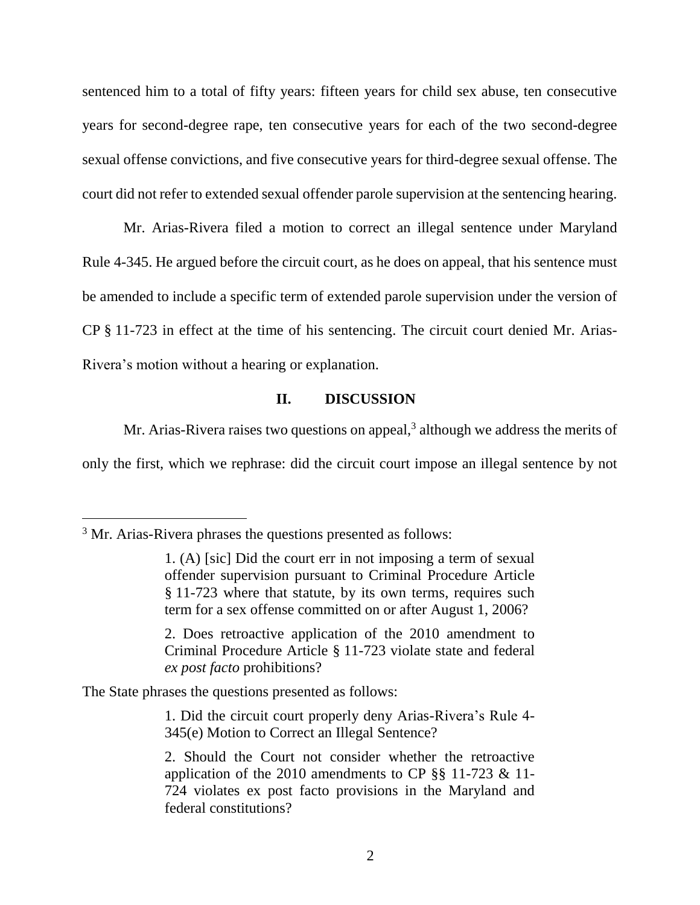sentenced him to a total of fifty years: fifteen years for child sex abuse, ten consecutive years for second-degree rape, ten consecutive years for each of the two second-degree sexual offense convictions, and five consecutive years for third-degree sexual offense. The court did not refer to extended sexual offender parole supervision at the sentencing hearing.

Mr. Arias-Rivera filed a motion to correct an illegal sentence under Maryland Rule 4-345. He argued before the circuit court, as he does on appeal, that his sentence must be amended to include a specific term of extended parole supervision under the version of CP § 11-723 in effect at the time of his sentencing. The circuit court denied Mr. Arias-Rivera's motion without a hearing or explanation.

## II. DISCUSSION

Mr. Arias-Rivera raises two questions on appeal,[3] although we address the merits of only the first, which we rephrase: did the circuit court impose an illegal sentence by not

---

[3] Mr. Arias-Rivera phrases the questions presented as follows:

> 1. (A) [sic] Did the court err in not imposing a term of sexual offender supervision pursuant to Criminal Procedure Article § 11-723 where that statute, by its own terms, requires such term for a sex offense committed on or after August 1, 2006?
>
> 2. Does retroactive application of the 2010 amendment to Criminal Procedure Article § 11-723 violate state and federal *ex post facto* prohibitions?

The State phrases the questions presented as follows:

> 1. Did the circuit court properly deny Arias-Rivera's Rule 4-345(e) Motion to Correct an Illegal Sentence?
>
> 2. Should the Court not consider whether the retroactive application of the 2010 amendments to CP §§ 11-723 & 11-724 violates ex post facto provisions in the Maryland and federal constitutions?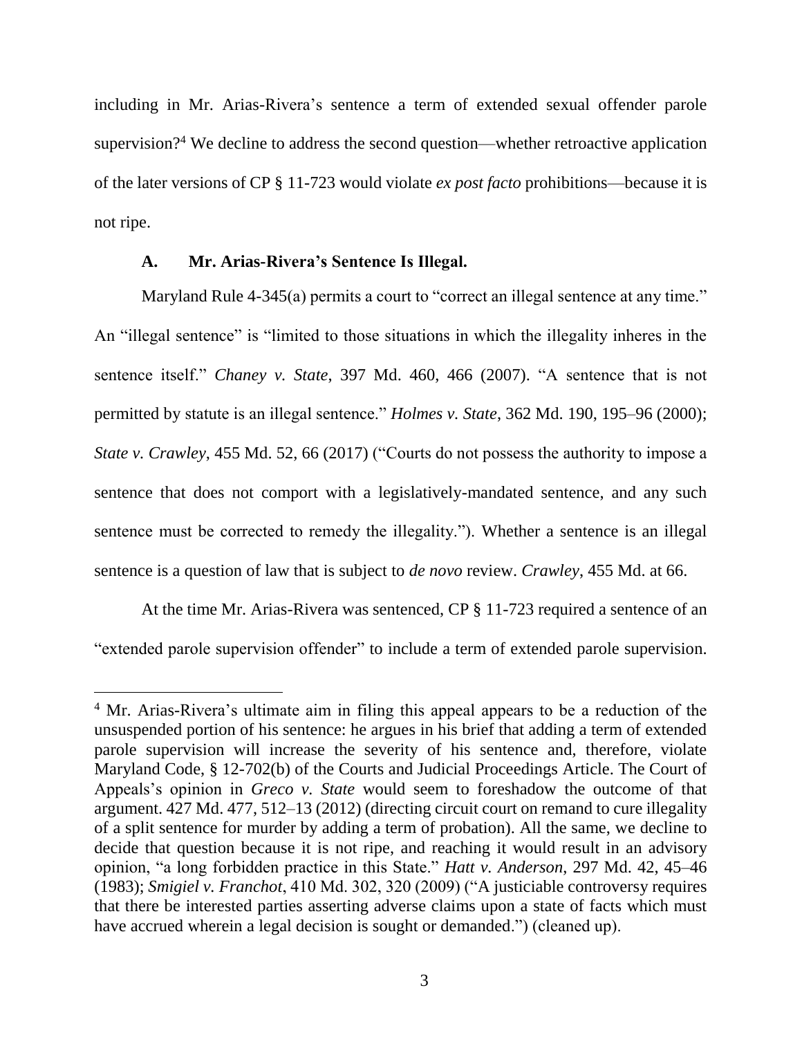including in Mr. Arias-Rivera's sentence a term of extended sexual offender parole supervision?[4] We decline to address the second question—whether retroactive application of the later versions of CP § 11-723 would violate *ex post facto* prohibitions—because it is not ripe.

### A. Mr. Arias-Rivera's Sentence Is Illegal.

Maryland Rule 4-345(a) permits a court to "correct an illegal sentence at any time." An "illegal sentence" is "limited to those situations in which the illegality inheres in the sentence itself." *Chaney v. State*, 397 Md. 460, 466 (2007). "A sentence that is not permitted by statute is an illegal sentence." *Holmes v. State*, 362 Md. 190, 195–96 (2000); *State v. Crawley*, 455 Md. 52, 66 (2017) ("Courts do not possess the authority to impose a sentence that does not comport with a legislatively-mandated sentence, and any such sentence must be corrected to remedy the illegality."). Whether a sentence is an illegal sentence is a question of law that is subject to *de novo* review. *Crawley*, 455 Md. at 66.

At the time Mr. Arias-Rivera was sentenced, CP § 11-723 required a sentence of an "extended parole supervision offender" to include a term of extended parole supervision.

---

[4] Mr. Arias-Rivera's ultimate aim in filing this appeal appears to be a reduction of the unsuspended portion of his sentence: he argues in his brief that adding a term of extended parole supervision will increase the severity of his sentence and, therefore, violate Maryland Code, § 12-702(b) of the Courts and Judicial Proceedings Article. The Court of Appeals's opinion in *Greco v. State* would seem to foreshadow the outcome of that argument. 427 Md. 477, 512–13 (2012) (directing circuit court on remand to cure illegality of a split sentence for murder by adding a term of probation). All the same, we decline to decide that question because it is not ripe, and reaching it would result in an advisory opinion, "a long forbidden practice in this State." *Hatt v. Anderson*, 297 Md. 42, 45–46 (1983); *Smigiel v. Franchot*, 410 Md. 302, 320 (2009) ("A justiciable controversy requires that there be interested parties asserting adverse claims upon a state of facts which must have accrued wherein a legal decision is sought or demanded.") (cleaned up).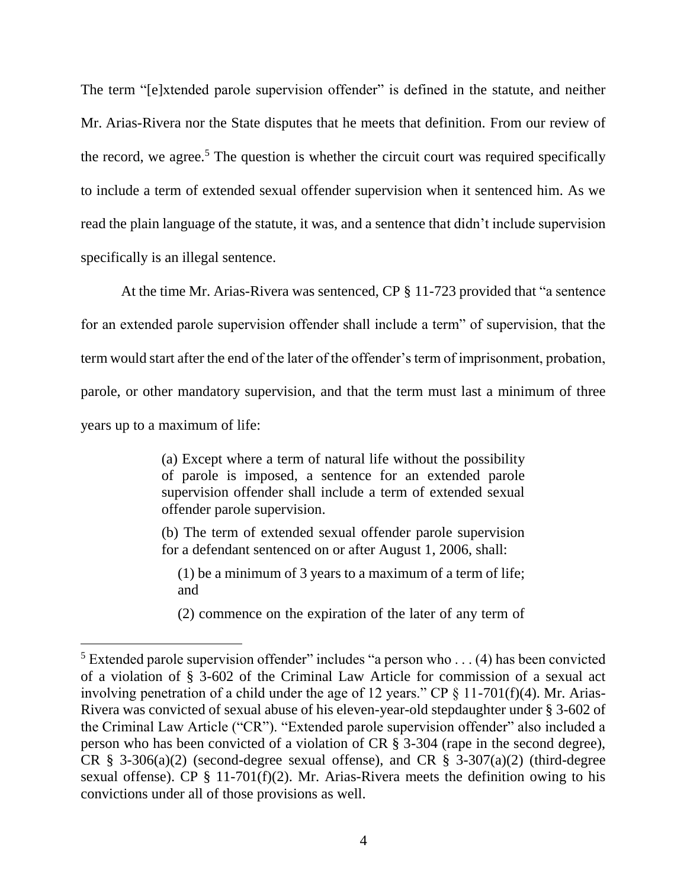The term "[e]xtended parole supervision offender" is defined in the statute, and neither Mr. Arias-Rivera nor the State disputes that he meets that definition. From our review of the record, we agree.[5] The question is whether the circuit court was required specifically to include a term of extended sexual offender supervision when it sentenced him. As we read the plain language of the statute, it was, and a sentence that didn't include supervision specifically is an illegal sentence.

At the time Mr. Arias-Rivera was sentenced, CP § 11-723 provided that "a sentence for an extended parole supervision offender shall include a term" of supervision, that the term would start after the end of the later of the offender's term of imprisonment, probation, parole, or other mandatory supervision, and that the term must last a minimum of three years up to a maximum of life:

> (a) Except where a term of natural life without the possibility of parole is imposed, a sentence for an extended parole supervision offender shall include a term of extended sexual offender parole supervision.
>
> (b) The term of extended sexual offender parole supervision for a defendant sentenced on or after August 1, 2006, shall:
>
> (1) be a minimum of 3 years to a maximum of a term of life; and
>
> (2) commence on the expiration of the later of any term of

---

[5] Extended parole supervision offender" includes "a person who . . . (4) has been convicted of a violation of § 3-602 of the Criminal Law Article for commission of a sexual act involving penetration of a child under the age of 12 years." CP § 11-701(f)(4). Mr. Arias-Rivera was convicted of sexual abuse of his eleven-year-old stepdaughter under § 3-602 of the Criminal Law Article ("CR"). "Extended parole supervision offender" also included a person who has been convicted of a violation of CR § 3-304 (rape in the second degree), CR § 3-306(a)(2) (second-degree sexual offense), and CR § 3-307(a)(2) (third-degree sexual offense). CP § 11-701(f)(2). Mr. Arias-Rivera meets the definition owing to his convictions under all of those provisions as well.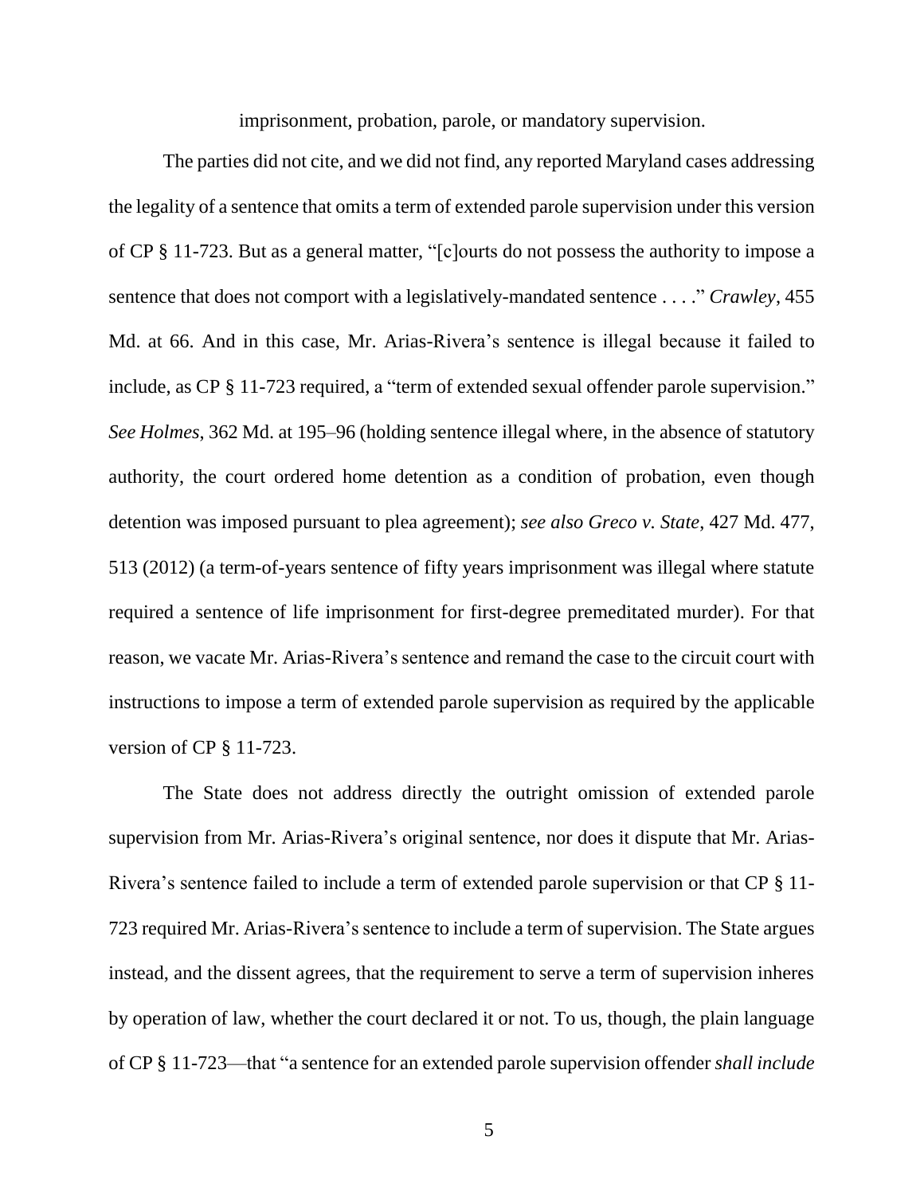imprisonment, probation, parole, or mandatory supervision.

The parties did not cite, and we did not find, any reported Maryland cases addressing the legality of a sentence that omits a term of extended parole supervision under this version of CP § 11-723. But as a general matter, "[c]ourts do not possess the authority to impose a sentence that does not comport with a legislatively-mandated sentence . . . ." *Crawley*, 455 Md. at 66. And in this case, Mr. Arias-Rivera's sentence is illegal because it failed to include, as CP § 11-723 required, a "term of extended sexual offender parole supervision." *See Holmes*, 362 Md. at 195–96 (holding sentence illegal where, in the absence of statutory authority, the court ordered home detention as a condition of probation, even though detention was imposed pursuant to plea agreement); *see also Greco v. State*, 427 Md. 477, 513 (2012) (a term-of-years sentence of fifty years imprisonment was illegal where statute required a sentence of life imprisonment for first-degree premeditated murder). For that reason, we vacate Mr. Arias-Rivera's sentence and remand the case to the circuit court with instructions to impose a term of extended parole supervision as required by the applicable version of CP § 11-723.

The State does not address directly the outright omission of extended parole supervision from Mr. Arias-Rivera's original sentence, nor does it dispute that Mr. Arias-Rivera's sentence failed to include a term of extended parole supervision or that CP § 11-723 required Mr. Arias-Rivera's sentence to include a term of supervision. The State argues instead, and the dissent agrees, that the requirement to serve a term of supervision inheres by operation of law, whether the court declared it or not. To us, though, the plain language of CP § 11-723—that "a sentence for an extended parole supervision offender *shall include*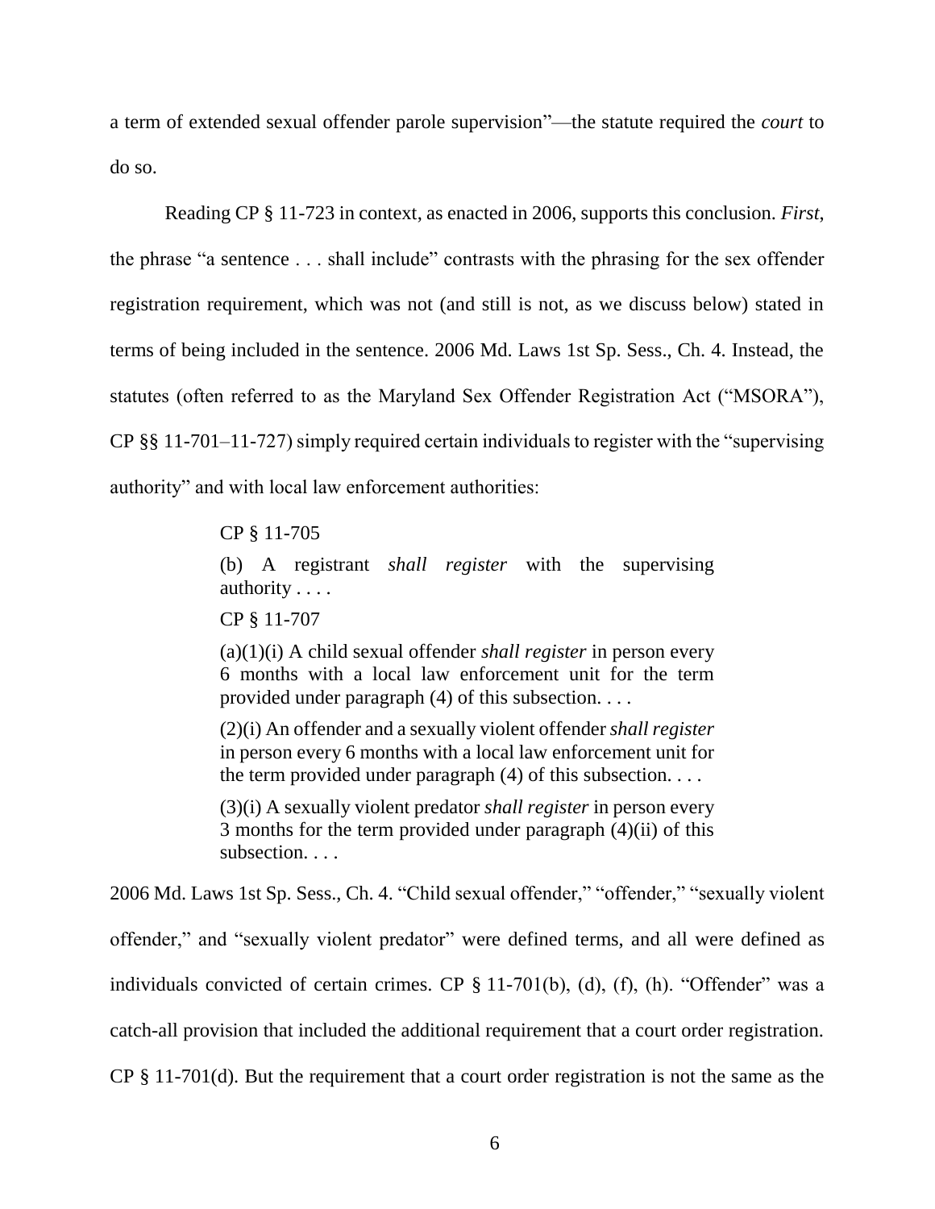a term of extended sexual offender parole supervision"—the statute required the *court* to do so.

Reading CP § 11-723 in context, as enacted in 2006, supports this conclusion. *First*, the phrase "a sentence . . . shall include" contrasts with the phrasing for the sex offender registration requirement, which was not (and still is not, as we discuss below) stated in terms of being included in the sentence. 2006 Md. Laws 1st Sp. Sess., Ch. 4. Instead, the statutes (often referred to as the Maryland Sex Offender Registration Act ("MSORA"), CP §§ 11-701–11-727) simply required certain individuals to register with the "supervising authority" and with local law enforcement authorities:

> CP § 11-705
>
> (b) A registrant *shall register* with the supervising authority . . . .
>
> CP § 11-707
>
> (a)(1)(i) A child sexual offender *shall register* in person every 6 months with a local law enforcement unit for the term provided under paragraph (4) of this subsection. . . .
>
> (2)(i) An offender and a sexually violent offender *shall register* in person every 6 months with a local law enforcement unit for the term provided under paragraph (4) of this subsection. . . .
>
> (3)(i) A sexually violent predator *shall register* in person every 3 months for the term provided under paragraph (4)(ii) of this subsection. . . .

2006 Md. Laws 1st Sp. Sess., Ch. 4. "Child sexual offender," "offender," "sexually violent offender," and "sexually violent predator" were defined terms, and all were defined as individuals convicted of certain crimes. CP § 11-701(b), (d), (f), (h). "Offender" was a catch-all provision that included the additional requirement that a court order registration. CP § 11-701(d). But the requirement that a court order registration is not the same as the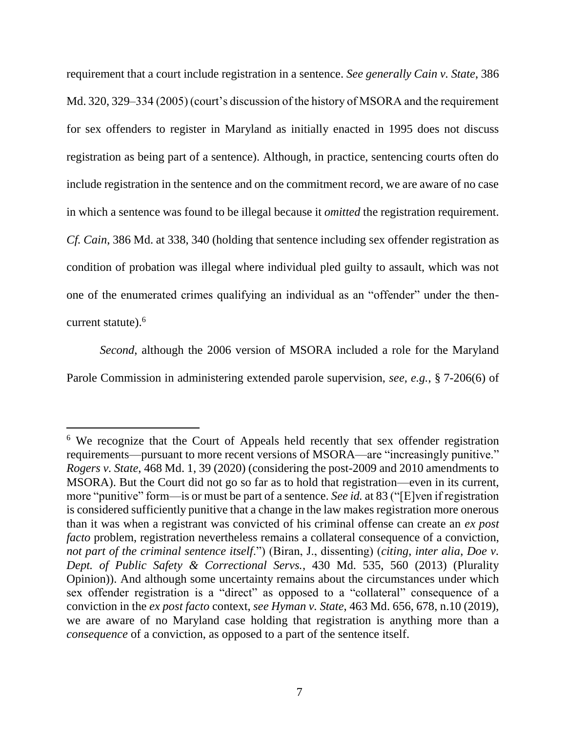requirement that a court include registration in a sentence. *See generally Cain v. State*, 386 Md. 320, 329–334 (2005) (court's discussion of the history of MSORA and the requirement for sex offenders to register in Maryland as initially enacted in 1995 does not discuss registration as being part of a sentence). Although, in practice, sentencing courts often do include registration in the sentence and on the commitment record, we are aware of no case in which a sentence was found to be illegal because it *omitted* the registration requirement. *Cf. Cain*, 386 Md. at 338, 340 (holding that sentence including sex offender registration as condition of probation was illegal where individual pled guilty to assault, which was not one of the enumerated crimes qualifying an individual as an "offender" under the then-current statute).[6]

*Second*, although the 2006 version of MSORA included a role for the Maryland Parole Commission in administering extended parole supervision, *see, e.g.*, § 7-206(6) of

---

[6] We recognize that the Court of Appeals held recently that sex offender registration requirements—pursuant to more recent versions of MSORA—are "increasingly punitive." *Rogers v. State*, 468 Md. 1, 39 (2020) (considering the post-2009 and 2010 amendments to MSORA). But the Court did not go so far as to hold that registration—even in its current, more "punitive" form—is or must be part of a sentence. *See id.* at 83 ("[E]ven if registration is considered sufficiently punitive that a change in the law makes registration more onerous than it was when a registrant was convicted of his criminal offense can create an *ex post facto* problem, registration nevertheless remains a collateral consequence of a conviction, *not part of the criminal sentence itself*.") (Biran, J., dissenting) (*citing*, *inter alia*, *Doe v. Dept. of Public Safety & Correctional Servs.*, 430 Md. 535, 560 (2013) (Plurality Opinion)). And although some uncertainty remains about the circumstances under which sex offender registration is a "direct" as opposed to a "collateral" consequence of a conviction in the *ex post facto* context, *see Hyman v. State*, 463 Md. 656, 678, n.10 (2019), we are aware of no Maryland case holding that registration is anything more than a *consequence* of a conviction, as opposed to a part of the sentence itself.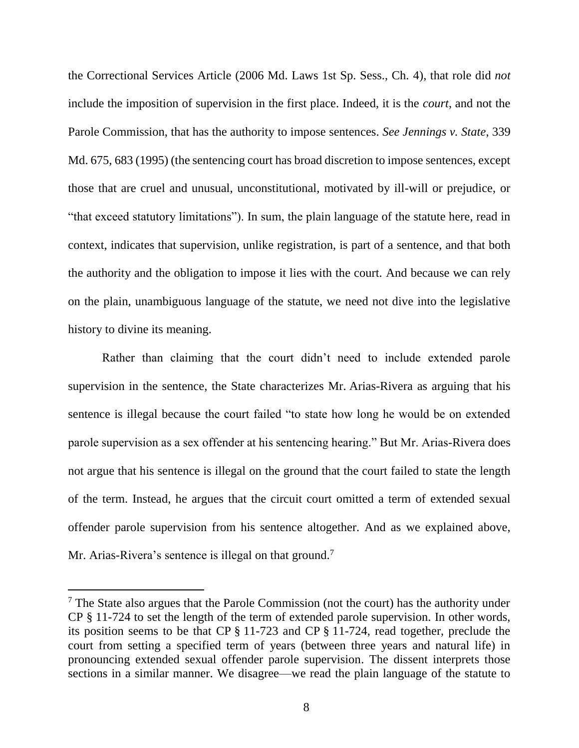the Correctional Services Article (2006 Md. Laws 1st Sp. Sess., Ch. 4), that role did *not* include the imposition of supervision in the first place. Indeed, it is the *court*, and not the Parole Commission, that has the authority to impose sentences. *See Jennings v. State*, 339 Md. 675, 683 (1995) (the sentencing court has broad discretion to impose sentences, except those that are cruel and unusual, unconstitutional, motivated by ill-will or prejudice, or "that exceed statutory limitations"). In sum, the plain language of the statute here, read in context, indicates that supervision, unlike registration, is part of a sentence, and that both the authority and the obligation to impose it lies with the court. And because we can rely on the plain, unambiguous language of the statute, we need not dive into the legislative history to divine its meaning.

Rather than claiming that the court didn't need to include extended parole supervision in the sentence, the State characterizes Mr. Arias-Rivera as arguing that his sentence is illegal because the court failed "to state how long he would be on extended parole supervision as a sex offender at his sentencing hearing." But Mr. Arias-Rivera does not argue that his sentence is illegal on the ground that the court failed to state the length of the term. Instead, he argues that the circuit court omitted a term of extended sexual offender parole supervision from his sentence altogether. And as we explained above, Mr. Arias-Rivera's sentence is illegal on that ground.[7]

---

[7] The State also argues that the Parole Commission (not the court) has the authority under CP § 11-724 to set the length of the term of extended parole supervision. In other words, its position seems to be that CP § 11-723 and CP § 11-724, read together, preclude the court from setting a specified term of years (between three years and natural life) in pronouncing extended sexual offender parole supervision. The dissent interprets those sections in a similar manner. We disagree—we read the plain language of the statute to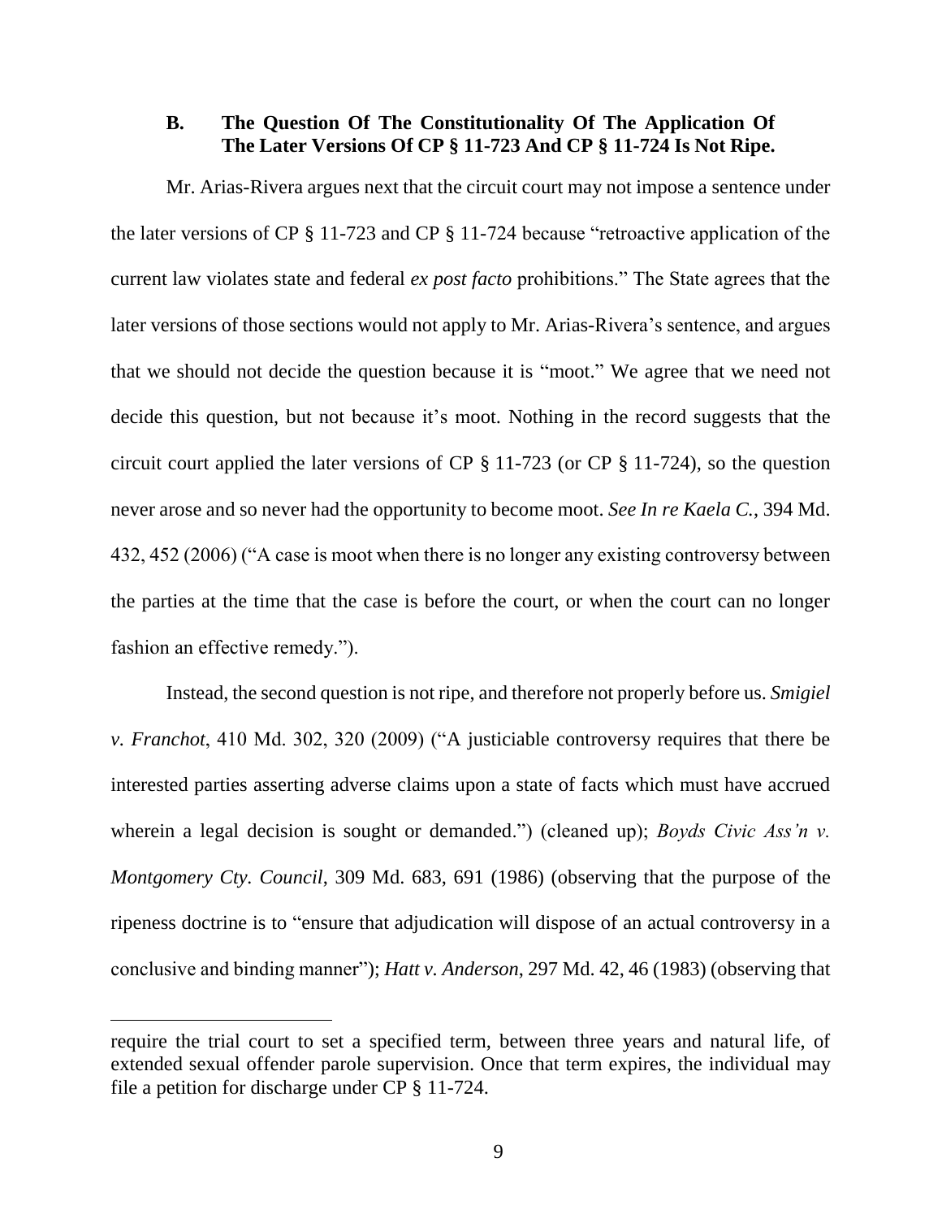### B. The Question Of The Constitutionality Of The Application Of The Later Versions Of CP § 11-723 And CP § 11-724 Is Not Ripe.

Mr. Arias-Rivera argues next that the circuit court may not impose a sentence under the later versions of CP § 11-723 and CP § 11-724 because "retroactive application of the current law violates state and federal *ex post facto* prohibitions." The State agrees that the later versions of those sections would not apply to Mr. Arias-Rivera's sentence, and argues that we should not decide the question because it is "moot." We agree that we need not decide this question, but not because it's moot. Nothing in the record suggests that the circuit court applied the later versions of CP § 11-723 (or CP § 11-724), so the question never arose and so never had the opportunity to become moot. *See In re Kaela C.*, 394 Md. 432, 452 (2006) ("A case is moot when there is no longer any existing controversy between the parties at the time that the case is before the court, or when the court can no longer fashion an effective remedy.").

Instead, the second question is not ripe, and therefore not properly before us. *Smigiel v. Franchot*, 410 Md. 302, 320 (2009) ("A justiciable controversy requires that there be interested parties asserting adverse claims upon a state of facts which must have accrued wherein a legal decision is sought or demanded.") (cleaned up); *Boyds Civic Ass'n v. Montgomery Cty. Council*, 309 Md. 683, 691 (1986) (observing that the purpose of the ripeness doctrine is to "ensure that adjudication will dispose of an actual controversy in a conclusive and binding manner"); *Hatt v. Anderson*, 297 Md. 42, 46 (1983) (observing that

---

require the trial court to set a specified term, between three years and natural life, of extended sexual offender parole supervision. Once that term expires, the individual may file a petition for discharge under CP § 11-724.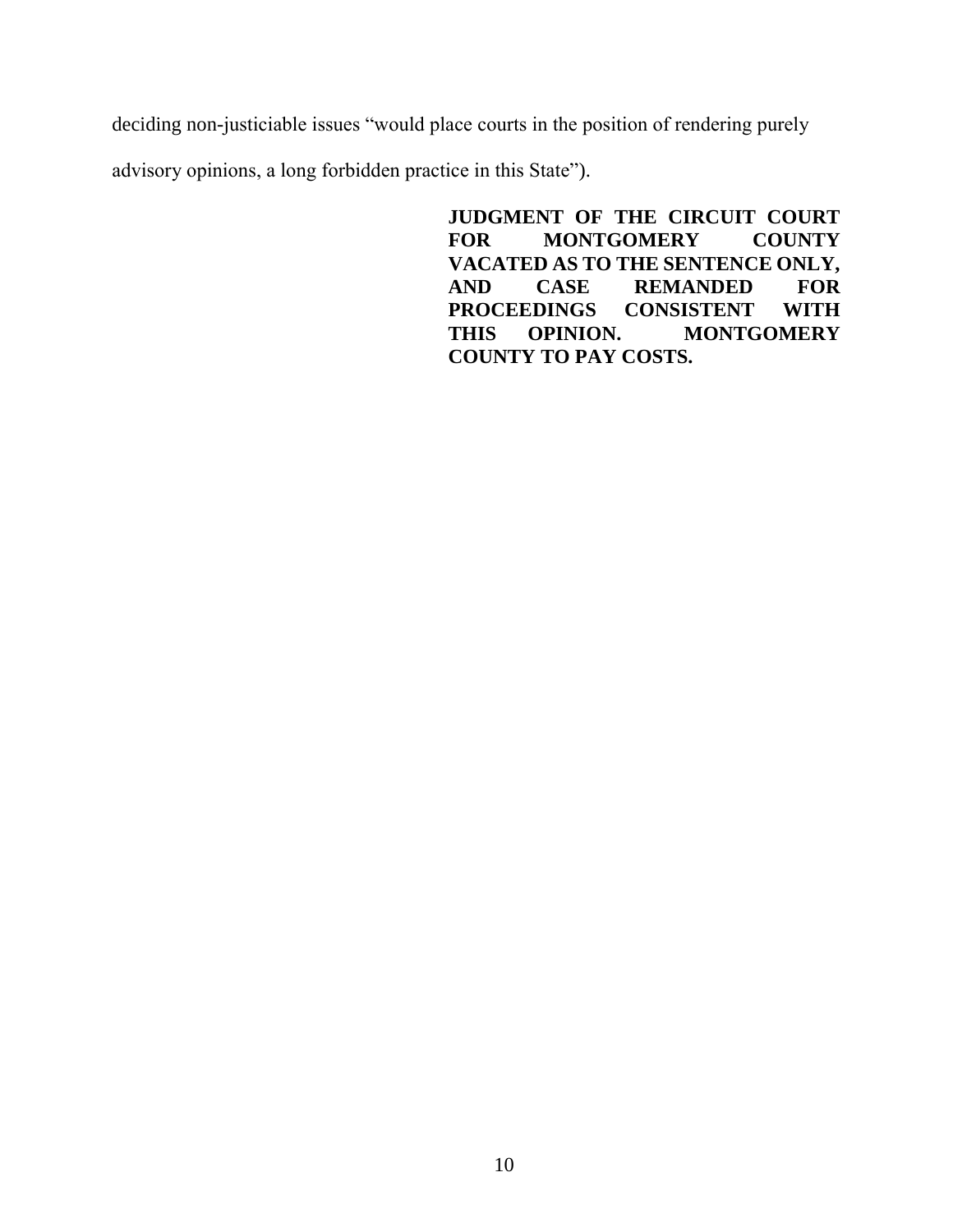deciding non-justiciable issues "would place courts in the position of rendering purely advisory opinions, a long forbidden practice in this State").

**JUDGMENT OF THE CIRCUIT COURT FOR MONTGOMERY COUNTY VACATED AS TO THE SENTENCE ONLY, AND CASE REMANDED FOR PROCEEDINGS CONSISTENT WITH THIS OPINION. MONTGOMERY COUNTY TO PAY COSTS.**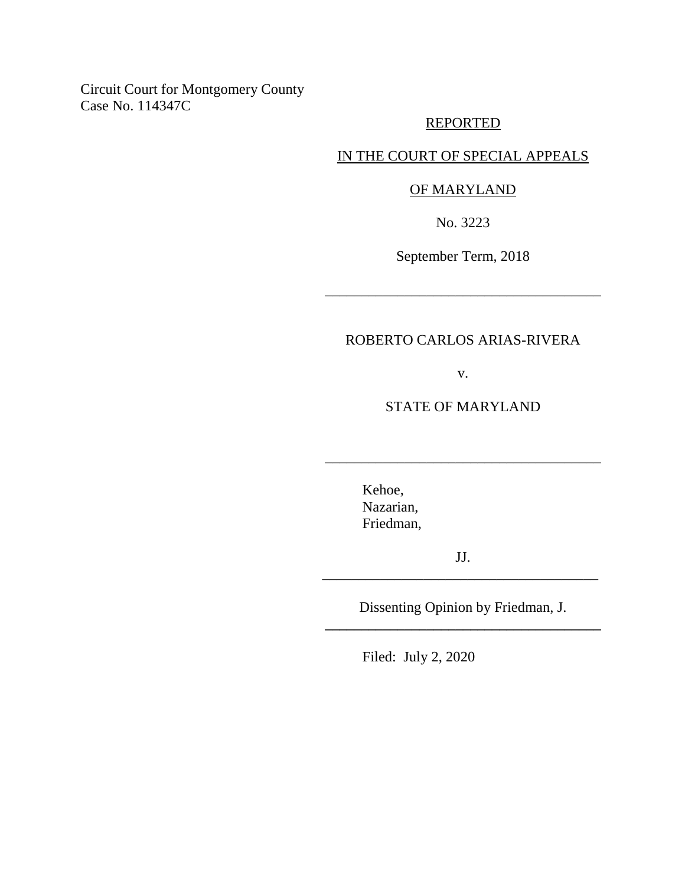Circuit Court for Montgomery County
Case No. 114347C

REPORTED

IN THE COURT OF SPECIAL APPEALS

OF MARYLAND

No. 3223

September Term, 2018

---

ROBERTO CARLOS ARIAS-RIVERA

v.

STATE OF MARYLAND

---

Kehoe,
Nazarian,
Friedman,

JJ.

---

Dissenting Opinion by Friedman, J.

---

Filed: July 2, 2020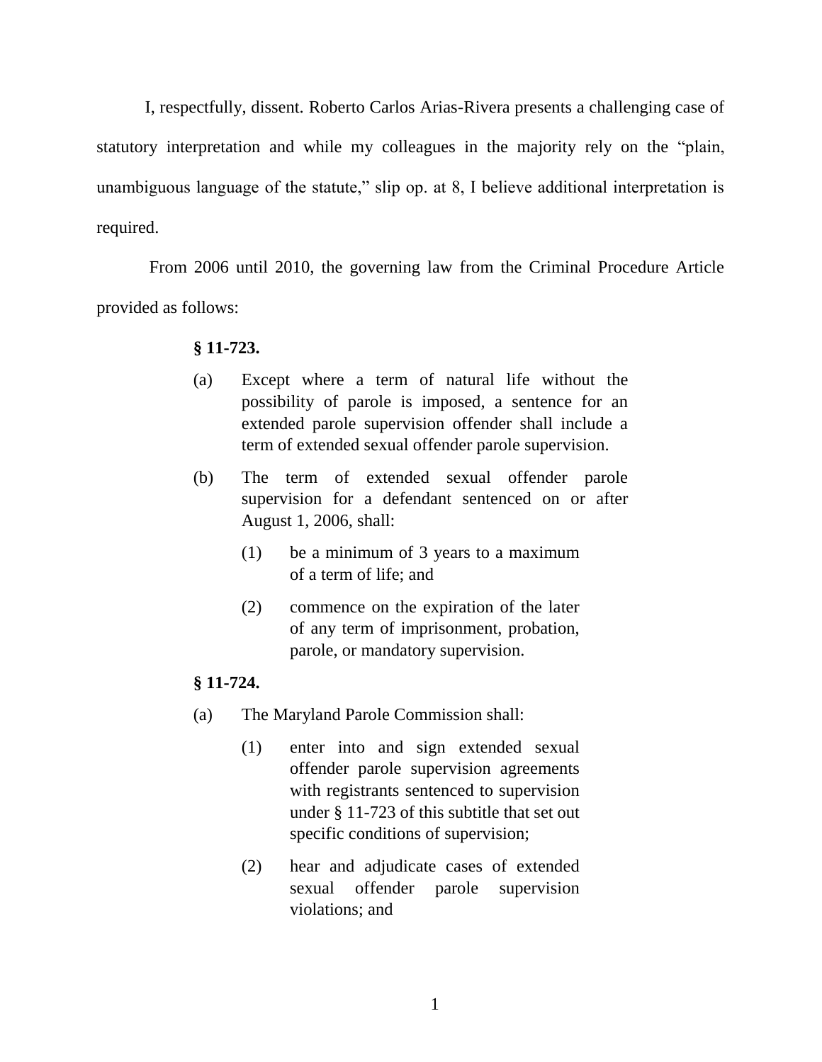I, respectfully, dissent. Roberto Carlos Arias-Rivera presents a challenging case of statutory interpretation and while my colleagues in the majority rely on the "plain, unambiguous language of the statute," slip op. at 8, I believe additional interpretation is required.

From 2006 until 2010, the governing law from the Criminal Procedure Article provided as follows:

> **§ 11-723.**
>
> (a) Except where a term of natural life without the possibility of parole is imposed, a sentence for an extended parole supervision offender shall include a term of extended sexual offender parole supervision.
>
> (b) The term of extended sexual offender parole supervision for a defendant sentenced on or after August 1, 2006, shall:
>
> > (1) be a minimum of 3 years to a maximum of a term of life; and
> >
> > (2) commence on the expiration of the later of any term of imprisonment, probation, parole, or mandatory supervision.
>
> **§ 11-724.**
>
> (a) The Maryland Parole Commission shall:
>
> > (1) enter into and sign extended sexual offender parole supervision agreements with registrants sentenced to supervision under § 11-723 of this subtitle that set out specific conditions of supervision;
> >
> > (2) hear and adjudicate cases of extended sexual offender parole supervision violations; and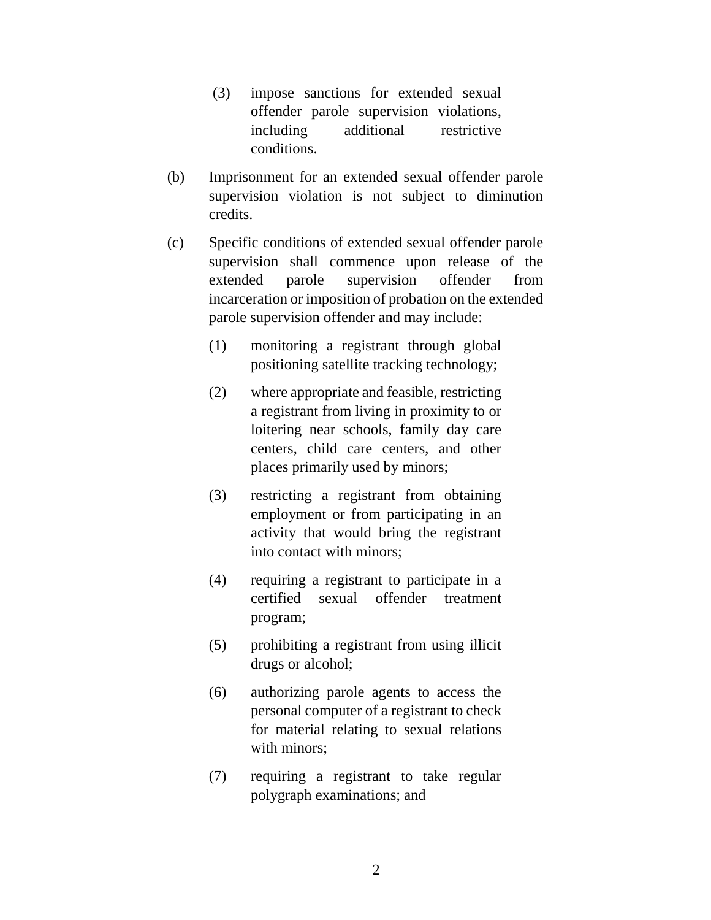(3) impose sanctions for extended sexual offender parole supervision violations, including additional restrictive conditions.

(b) Imprisonment for an extended sexual offender parole supervision violation is not subject to diminution credits.

(c) Specific conditions of extended sexual offender parole supervision shall commence upon release of the extended parole supervision offender from incarceration or imposition of probation on the extended parole supervision offender and may include:

(1) monitoring a registrant through global positioning satellite tracking technology;

(2) where appropriate and feasible, restricting a registrant from living in proximity to or loitering near schools, family day care centers, child care centers, and other places primarily used by minors;

(3) restricting a registrant from obtaining employment or from participating in an activity that would bring the registrant into contact with minors;

(4) requiring a registrant to participate in a certified sexual offender treatment program;

(5) prohibiting a registrant from using illicit drugs or alcohol;

(6) authorizing parole agents to access the personal computer of a registrant to check for material relating to sexual relations with minors;

(7) requiring a registrant to take regular polygraph examinations; and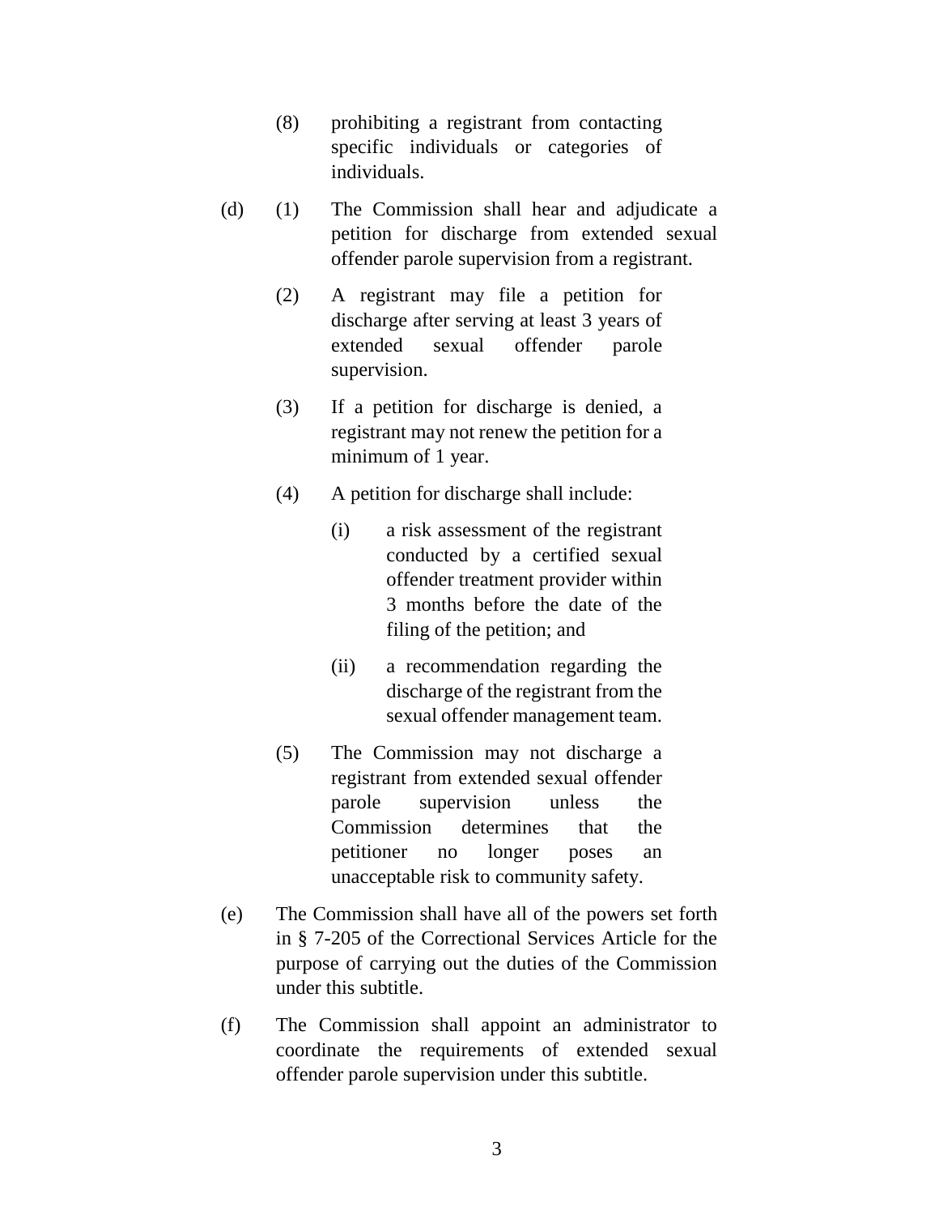(8) prohibiting a registrant from contacting specific individuals or categories of individuals.

(d) (1) The Commission shall hear and adjudicate a petition for discharge from extended sexual offender parole supervision from a registrant.

(2) A registrant may file a petition for discharge after serving at least 3 years of extended sexual offender parole supervision.

(3) If a petition for discharge is denied, a registrant may not renew the petition for a minimum of 1 year.

(4) A petition for discharge shall include:

(i) a risk assessment of the registrant conducted by a certified sexual offender treatment provider within 3 months before the date of the filing of the petition; and

(ii) a recommendation regarding the discharge of the registrant from the sexual offender management team.

(5) The Commission may not discharge a registrant from extended sexual offender parole supervision unless the Commission determines that the petitioner no longer poses an unacceptable risk to community safety.

(e) The Commission shall have all of the powers set forth in § 7-205 of the Correctional Services Article for the purpose of carrying out the duties of the Commission under this subtitle.

(f) The Commission shall appoint an administrator to coordinate the requirements of extended sexual offender parole supervision under this subtitle.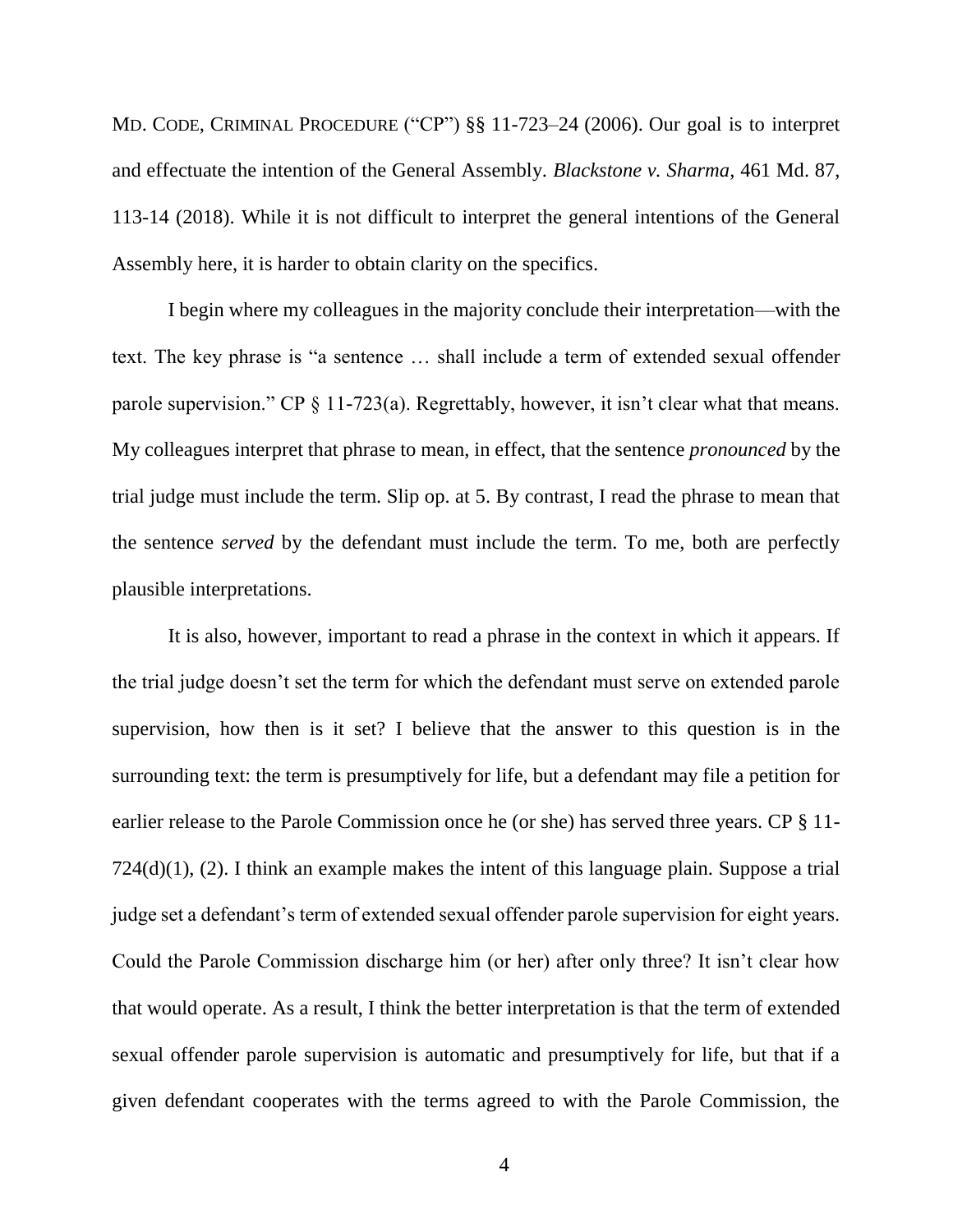MD. CODE, CRIMINAL PROCEDURE ("CP") §§ 11-723–24 (2006). Our goal is to interpret and effectuate the intention of the General Assembly. *Blackstone v. Sharma*, 461 Md. 87, 113-14 (2018). While it is not difficult to interpret the general intentions of the General Assembly here, it is harder to obtain clarity on the specifics.

I begin where my colleagues in the majority conclude their interpretation—with the text. The key phrase is "a sentence … shall include a term of extended sexual offender parole supervision." CP § 11-723(a). Regrettably, however, it isn't clear what that means. My colleagues interpret that phrase to mean, in effect, that the sentence *pronounced* by the trial judge must include the term. Slip op. at 5. By contrast, I read the phrase to mean that the sentence *served* by the defendant must include the term. To me, both are perfectly plausible interpretations.

It is also, however, important to read a phrase in the context in which it appears. If the trial judge doesn't set the term for which the defendant must serve on extended parole supervision, how then is it set? I believe that the answer to this question is in the surrounding text: the term is presumptively for life, but a defendant may file a petition for earlier release to the Parole Commission once he (or she) has served three years. CP § 11-724(d)(1), (2). I think an example makes the intent of this language plain. Suppose a trial judge set a defendant's term of extended sexual offender parole supervision for eight years. Could the Parole Commission discharge him (or her) after only three? It isn't clear how that would operate. As a result, I think the better interpretation is that the term of extended sexual offender parole supervision is automatic and presumptively for life, but that if a given defendant cooperates with the terms agreed to with the Parole Commission, the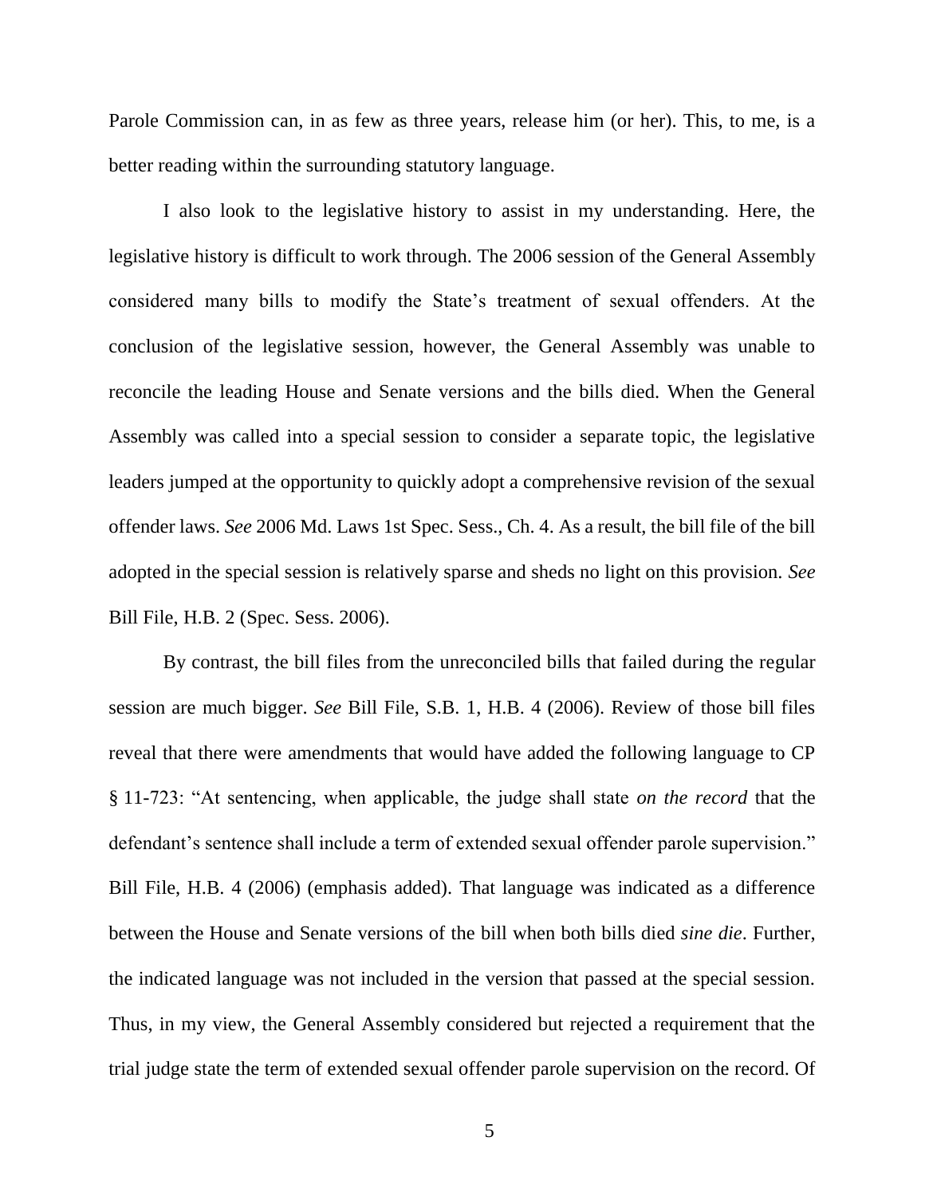Parole Commission can, in as few as three years, release him (or her). This, to me, is a better reading within the surrounding statutory language.

I also look to the legislative history to assist in my understanding. Here, the legislative history is difficult to work through. The 2006 session of the General Assembly considered many bills to modify the State's treatment of sexual offenders. At the conclusion of the legislative session, however, the General Assembly was unable to reconcile the leading House and Senate versions and the bills died. When the General Assembly was called into a special session to consider a separate topic, the legislative leaders jumped at the opportunity to quickly adopt a comprehensive revision of the sexual offender laws. *See* 2006 Md. Laws 1st Spec. Sess., Ch. 4. As a result, the bill file of the bill adopted in the special session is relatively sparse and sheds no light on this provision. *See* Bill File, H.B. 2 (Spec. Sess. 2006).

By contrast, the bill files from the unreconciled bills that failed during the regular session are much bigger. *See* Bill File, S.B. 1, H.B. 4 (2006). Review of those bill files reveal that there were amendments that would have added the following language to CP § 11-723: "At sentencing, when applicable, the judge shall state *on the record* that the defendant's sentence shall include a term of extended sexual offender parole supervision." Bill File, H.B. 4 (2006) (emphasis added). That language was indicated as a difference between the House and Senate versions of the bill when both bills died *sine die*. Further, the indicated language was not included in the version that passed at the special session. Thus, in my view, the General Assembly considered but rejected a requirement that the trial judge state the term of extended sexual offender parole supervision on the record. Of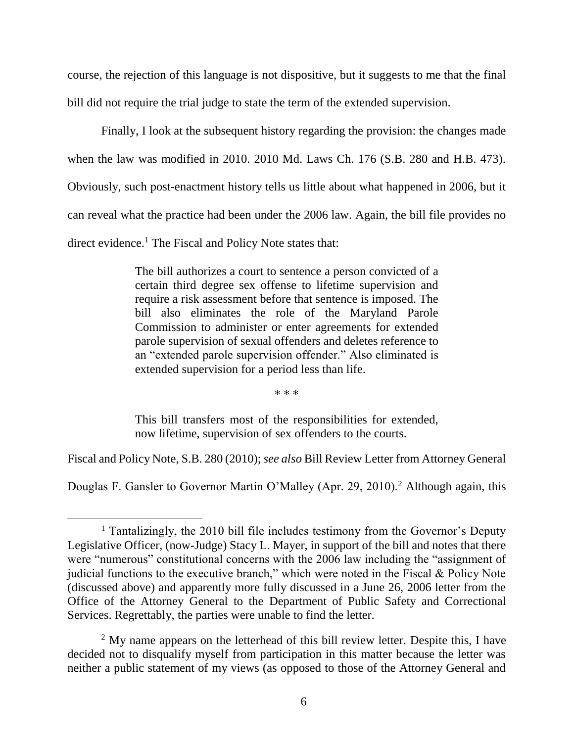course, the rejection of this language is not dispositive, but it suggests to me that the final bill did not require the trial judge to state the term of the extended supervision.

Finally, I look at the subsequent history regarding the provision: the changes made when the law was modified in 2010. 2010 Md. Laws Ch. 176 (S.B. 280 and H.B. 473). Obviously, such post-enactment history tells us little about what happened in 2006, but it can reveal what the practice had been under the 2006 law. Again, the bill file provides no direct evidence.[1] The Fiscal and Policy Note states that:

> The bill authorizes a court to sentence a person convicted of a certain third degree sex offense to lifetime supervision and require a risk assessment before that sentence is imposed. The bill also eliminates the role of the Maryland Parole Commission to administer or enter agreements for extended parole supervision of sexual offenders and deletes reference to an "extended parole supervision offender." Also eliminated is extended supervision for a period less than life.
>
> \* \* \*
>
> This bill transfers most of the responsibilities for extended, now lifetime, supervision of sex offenders to the courts.

Fiscal and Policy Note, S.B. 280 (2010); *see also* Bill Review Letter from Attorney General Douglas F. Gansler to Governor Martin O'Malley (Apr. 29, 2010).[2] Although again, this

---

[1] Tantalizingly, the 2010 bill file includes testimony from the Governor's Deputy Legislative Officer, (now-Judge) Stacy L. Mayer, in support of the bill and notes that there were "numerous" constitutional concerns with the 2006 law including the "assignment of judicial functions to the executive branch," which were noted in the Fiscal & Policy Note (discussed above) and apparently more fully discussed in a June 26, 2006 letter from the Office of the Attorney General to the Department of Public Safety and Correctional Services. Regrettably, the parties were unable to find the letter.

[2] My name appears on the letterhead of this bill review letter. Despite this, I have decided not to disqualify myself from participation in this matter because the letter was neither a public statement of my views (as opposed to those of the Attorney General and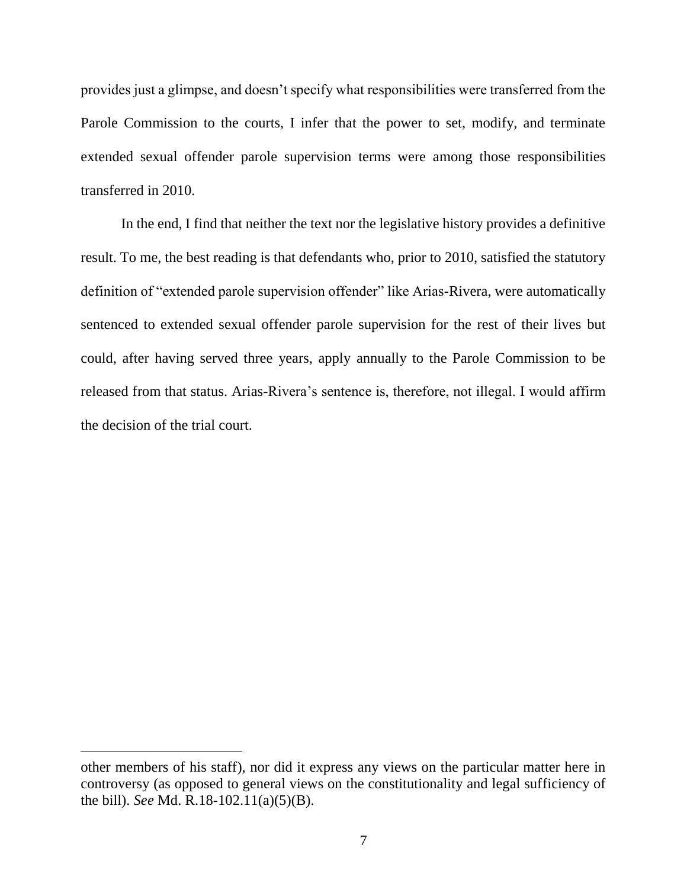provides just a glimpse, and doesn't specify what responsibilities were transferred from the Parole Commission to the courts, I infer that the power to set, modify, and terminate extended sexual offender parole supervision terms were among those responsibilities transferred in 2010.

In the end, I find that neither the text nor the legislative history provides a definitive result. To me, the best reading is that defendants who, prior to 2010, satisfied the statutory definition of "extended parole supervision offender" like Arias-Rivera, were automatically sentenced to extended sexual offender parole supervision for the rest of their lives but could, after having served three years, apply annually to the Parole Commission to be released from that status. Arias-Rivera's sentence is, therefore, not illegal. I would affirm the decision of the trial court.

---

other members of his staff), nor did it express any views on the particular matter here in controversy (as opposed to general views on the constitutionality and legal sufficiency of the bill). *See* Md. R.18-102.11(a)(5)(B).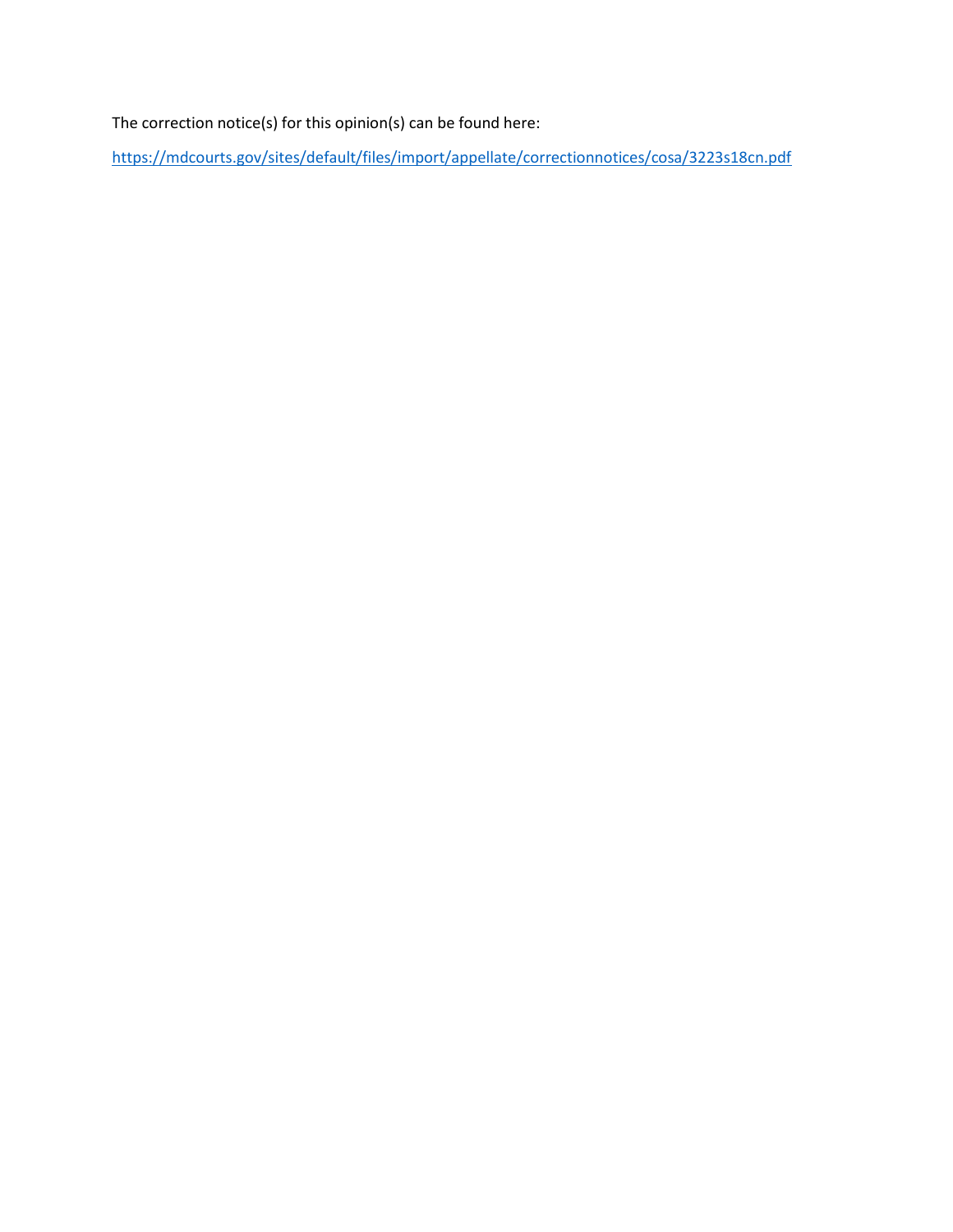The correction notice(s) for this opinion(s) can be found here:

https://mdcourts.gov/sites/default/files/import/appellate/correctionnotices/cosa/3223s18cn.pdf